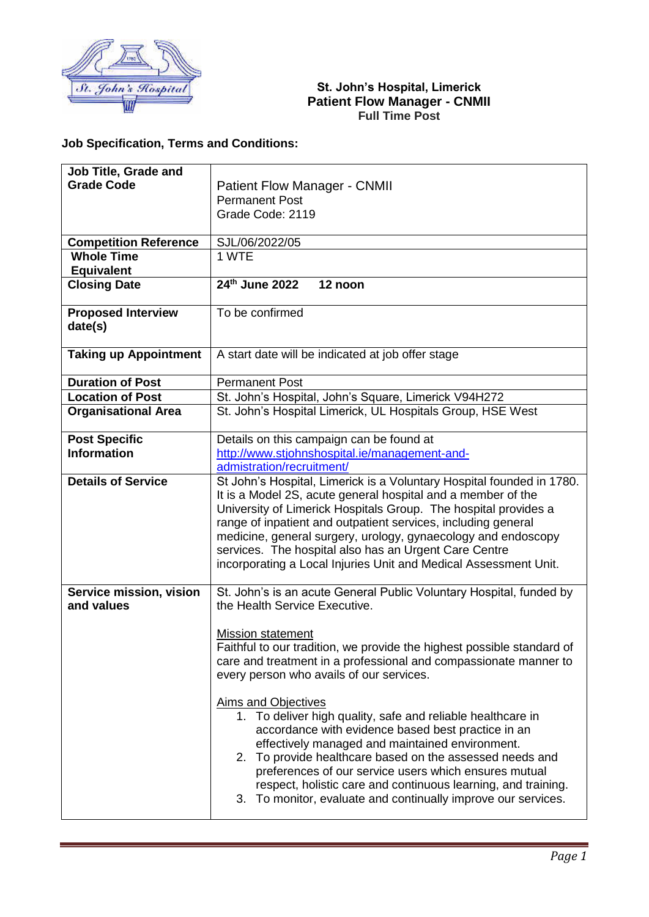**St. John's Hospital, Limerick**
**Patient Flow Manager - CNMII**
**Full Time Post**

**Job Specification, Terms and Conditions:**

| | |
|---|---|
| **Job Title, Grade and Grade Code** | Patient Flow Manager - CNMII<br>Permanent Post<br>Grade Code: 2119 |
| **Competition Reference** | SJL/06/2022/05 |
| **Whole Time Equivalent** | 1 WTE |
| **Closing Date** | **24th June 2022 12 noon** |
| **Proposed Interview date(s)** | To be confirmed |
| **Taking up Appointment** | A start date will be indicated at job offer stage |
| **Duration of Post** | Permanent Post |
| **Location of Post** | St. John's Hospital, John's Square, Limerick V94H272 |
| **Organisational Area** | St. John's Hospital Limerick, UL Hospitals Group, HSE West |
| **Post Specific Information** | Details on this campaign can be found at http://www.stjohnshospital.ie/management-and-admistration/recruitment/ |
| **Details of Service** | St John's Hospital, Limerick is a Voluntary Hospital founded in 1780. It is a Model 2S, acute general hospital and a member of the University of Limerick Hospitals Group. The hospital provides a range of inpatient and outpatient services, including general medicine, general surgery, urology, gynaecology and endoscopy services. The hospital also has an Urgent Care Centre incorporating a Local Injuries Unit and Medical Assessment Unit. |
| **Service mission, vision and values** | St. John's is an acute General Public Voluntary Hospital, funded by the Health Service Executive.<br><br>Mission statement<br>Faithful to our tradition, we provide the highest possible standard of care and treatment in a professional and compassionate manner to every person who avails of our services.<br><br>Aims and Objectives<br>1. To deliver high quality, safe and reliable healthcare in accordance with evidence based best practice in an effectively managed and maintained environment.<br>2. To provide healthcare based on the assessed needs and preferences of our service users which ensures mutual respect, holistic care and continuous learning, and training.<br>3. To monitor, evaluate and continually improve our services. |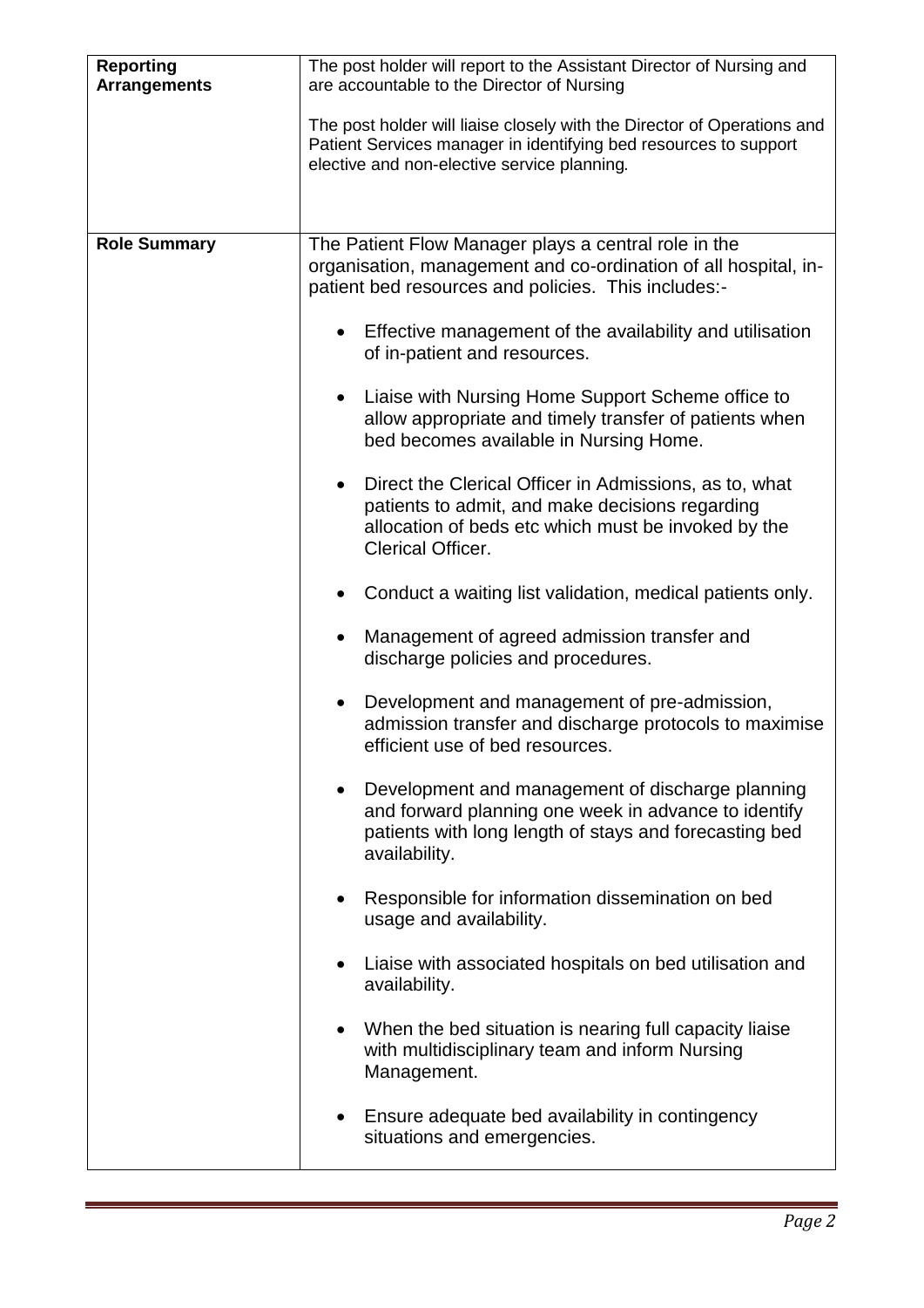| | |
|---|---|
| **Reporting Arrangements** | The post holder will report to the Assistant Director of Nursing and are accountable to the Director of Nursing<br><br>The post holder will liaise closely with the Director of Operations and Patient Services manager in identifying bed resources to support elective and non-elective service planning. |
| **Role Summary** | The Patient Flow Manager plays a central role in the organisation, management and co-ordination of all hospital, in-patient bed resources and policies. This includes:-<br><br>• Effective management of the availability and utilisation of in-patient and resources.<br><br>• Liaise with Nursing Home Support Scheme office to allow appropriate and timely transfer of patients when bed becomes available in Nursing Home.<br><br>• Direct the Clerical Officer in Admissions, as to, what patients to admit, and make decisions regarding allocation of beds etc which must be invoked by the Clerical Officer.<br><br>• Conduct a waiting list validation, medical patients only.<br><br>• Management of agreed admission transfer and discharge policies and procedures.<br><br>• Development and management of pre-admission, admission transfer and discharge protocols to maximise efficient use of bed resources.<br><br>• Development and management of discharge planning and forward planning one week in advance to identify patients with long length of stays and forecasting bed availability.<br><br>• Responsible for information dissemination on bed usage and availability.<br><br>• Liaise with associated hospitals on bed utilisation and availability.<br><br>• When the bed situation is nearing full capacity liaise with multidisciplinary team and inform Nursing Management.<br><br>• Ensure adequate bed availability in contingency situations and emergencies. |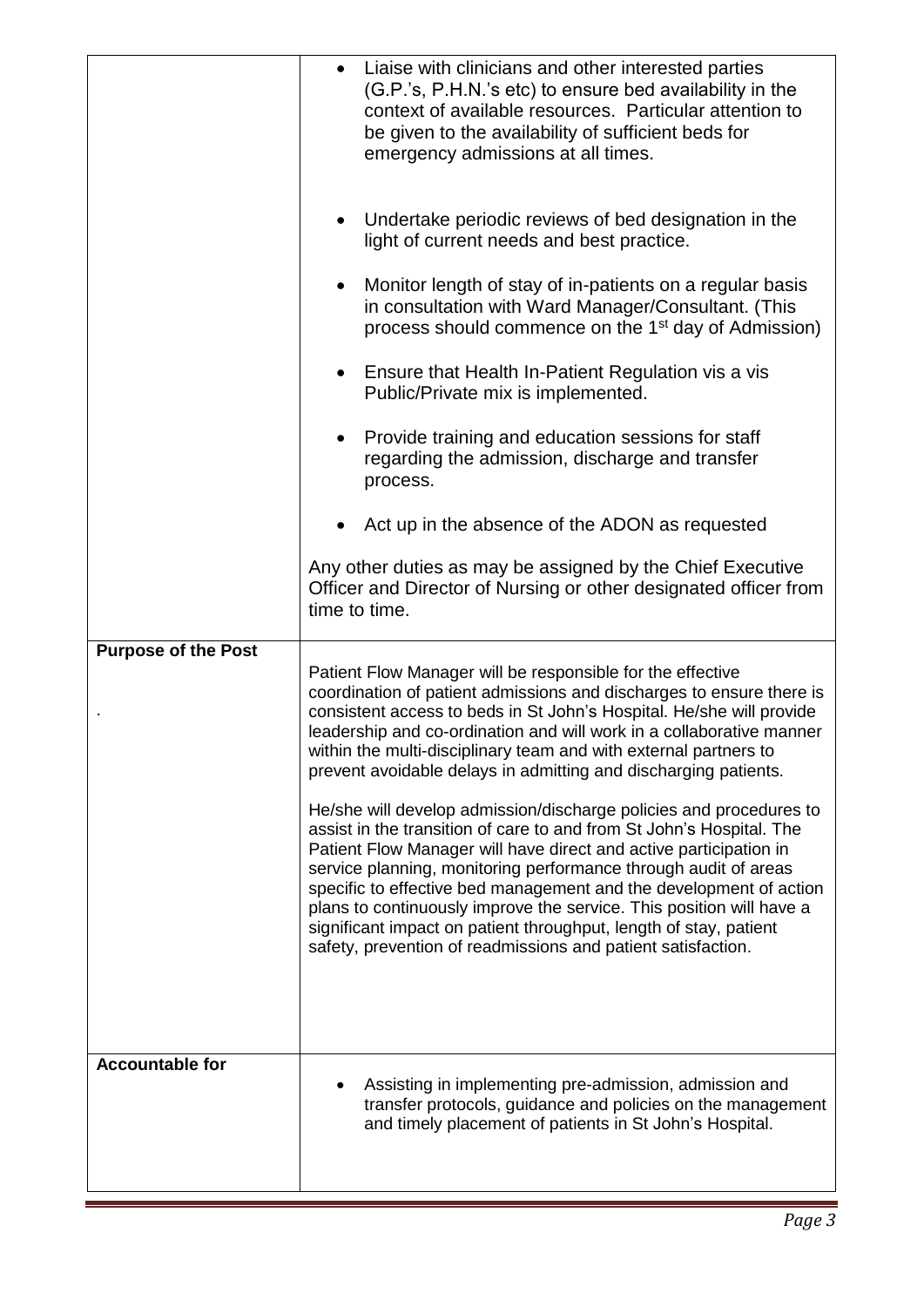| | |
|---|---|
| | • Liaise with clinicians and other interested parties (G.P.'s, P.H.N.'s etc) to ensure bed availability in the context of available resources. Particular attention to be given to the availability of sufficient beds for emergency admissions at all times.<br><br>• Undertake periodic reviews of bed designation in the light of current needs and best practice.<br><br>• Monitor length of stay of in-patients on a regular basis in consultation with Ward Manager/Consultant. (This process should commence on the 1st day of Admission)<br><br>• Ensure that Health In-Patient Regulation vis a vis Public/Private mix is implemented.<br><br>• Provide training and education sessions for staff regarding the admission, discharge and transfer process.<br><br>• Act up in the absence of the ADON as requested<br><br>Any other duties as may be assigned by the Chief Executive Officer and Director of Nursing or other designated officer from time to time. |
| **Purpose of the Post**<br><br>. | Patient Flow Manager will be responsible for the effective coordination of patient admissions and discharges to ensure there is consistent access to beds in St John's Hospital. He/she will provide leadership and co-ordination and will work in a collaborative manner within the multi-disciplinary team and with external partners to prevent avoidable delays in admitting and discharging patients.<br><br>He/she will develop admission/discharge policies and procedures to assist in the transition of care to and from St John's Hospital. The Patient Flow Manager will have direct and active participation in service planning, monitoring performance through audit of areas specific to effective bed management and the development of action plans to continuously improve the service. This position will have a significant impact on patient throughput, length of stay, patient safety, prevention of readmissions and patient satisfaction. |
| **Accountable for** | • Assisting in implementing pre-admission, admission and transfer protocols, guidance and policies on the management and timely placement of patients in St John's Hospital. |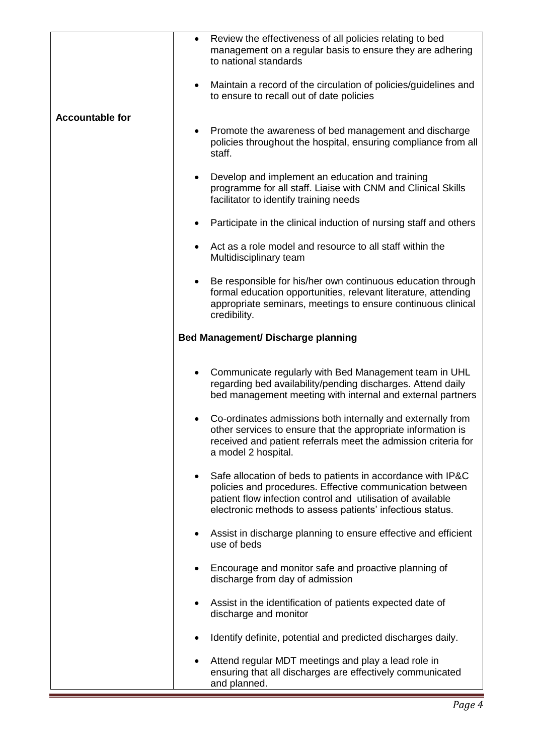| | |
|---|---|
| **Accountable for** | • Review the effectiveness of all policies relating to bed management on a regular basis to ensure they are adhering to national standards<br><br>• Maintain a record of the circulation of policies/guidelines and to ensure to recall out of date policies<br><br>• Promote the awareness of bed management and discharge policies throughout the hospital, ensuring compliance from all staff.<br><br>• Develop and implement an education and training programme for all staff. Liaise with CNM and Clinical Skills facilitator to identify training needs<br><br>• Participate in the clinical induction of nursing staff and others<br><br>• Act as a role model and resource to all staff within the Multidisciplinary team<br><br>• Be responsible for his/her own continuous education through formal education opportunities, relevant literature, attending appropriate seminars, meetings to ensure continuous clinical credibility.<br><br>**Bed Management/ Discharge planning**<br><br>• Communicate regularly with Bed Management team in UHL regarding bed availability/pending discharges. Attend daily bed management meeting with internal and external partners<br><br>• Co-ordinates admissions both internally and externally from other services to ensure that the appropriate information is received and patient referrals meet the admission criteria for a model 2 hospital.<br><br>• Safe allocation of beds to patients in accordance with IP&C policies and procedures. Effective communication between patient flow infection control and utilisation of available electronic methods to assess patients' infectious status.<br><br>• Assist in discharge planning to ensure effective and efficient use of beds<br><br>• Encourage and monitor safe and proactive planning of discharge from day of admission<br><br>• Assist in the identification of patients expected date of discharge and monitor<br><br>• Identify definite, potential and predicted discharges daily.<br><br>• Attend regular MDT meetings and play a lead role in ensuring that all discharges are effectively communicated and planned. |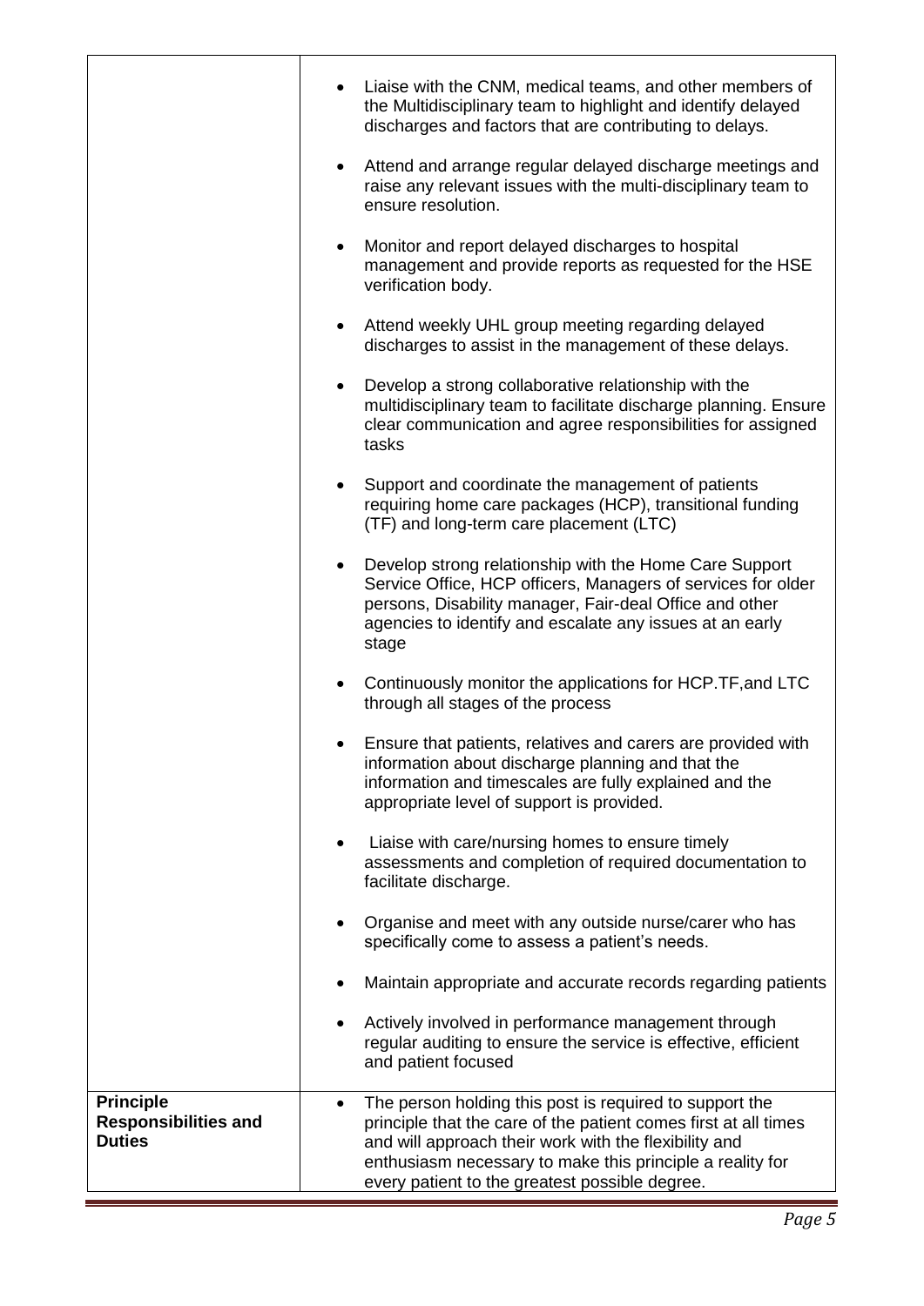| | |
|---|---|
| | • Liaise with the CNM, medical teams, and other members of the Multidisciplinary team to highlight and identify delayed discharges and factors that are contributing to delays.<br><br>• Attend and arrange regular delayed discharge meetings and raise any relevant issues with the multi-disciplinary team to ensure resolution.<br><br>• Monitor and report delayed discharges to hospital management and provide reports as requested for the HSE verification body.<br><br>• Attend weekly UHL group meeting regarding delayed discharges to assist in the management of these delays.<br><br>• Develop a strong collaborative relationship with the multidisciplinary team to facilitate discharge planning. Ensure clear communication and agree responsibilities for assigned tasks<br><br>• Support and coordinate the management of patients requiring home care packages (HCP), transitional funding (TF) and long-term care placement (LTC)<br><br>• Develop strong relationship with the Home Care Support Service Office, HCP officers, Managers of services for older persons, Disability manager, Fair-deal Office and other agencies to identify and escalate any issues at an early stage<br><br>• Continuously monitor the applications for HCP.TF,and LTC through all stages of the process<br><br>• Ensure that patients, relatives and carers are provided with information about discharge planning and that the information and timescales are fully explained and the appropriate level of support is provided.<br><br>• Liaise with care/nursing homes to ensure timely assessments and completion of required documentation to facilitate discharge.<br><br>• Organise and meet with any outside nurse/carer who has specifically come to assess a patient's needs.<br><br>• Maintain appropriate and accurate records regarding patients<br><br>• Actively involved in performance management through regular auditing to ensure the service is effective, efficient and patient focused |
| **Principle Responsibilities and Duties** | • The person holding this post is required to support the principle that the care of the patient comes first at all times and will approach their work with the flexibility and enthusiasm necessary to make this principle a reality for every patient to the greatest possible degree. |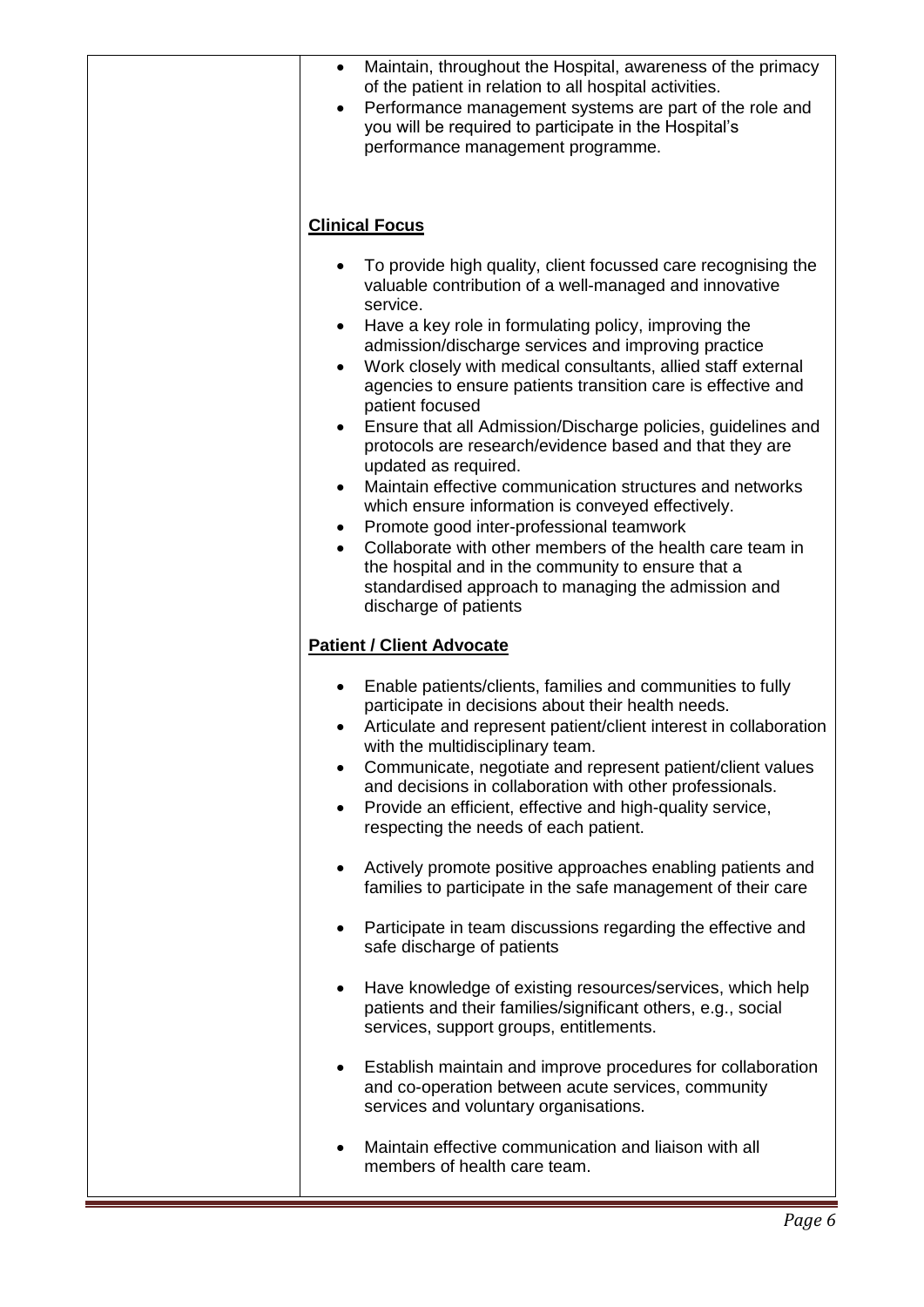- Maintain, throughout the Hospital, awareness of the primacy of the patient in relation to all hospital activities.
- Performance management systems are part of the role and you will be required to participate in the Hospital's performance management programme.

**Clinical Focus**

- To provide high quality, client focussed care recognising the valuable contribution of a well-managed and innovative service.
- Have a key role in formulating policy, improving the admission/discharge services and improving practice
- Work closely with medical consultants, allied staff external agencies to ensure patients transition care is effective and patient focused
- Ensure that all Admission/Discharge policies, guidelines and protocols are research/evidence based and that they are updated as required.
- Maintain effective communication structures and networks which ensure information is conveyed effectively.
- Promote good inter-professional teamwork
- Collaborate with other members of the health care team in the hospital and in the community to ensure that a standardised approach to managing the admission and discharge of patients

**Patient / Client Advocate**

- Enable patients/clients, families and communities to fully participate in decisions about their health needs.
- Articulate and represent patient/client interest in collaboration with the multidisciplinary team.
- Communicate, negotiate and represent patient/client values and decisions in collaboration with other professionals.
- Provide an efficient, effective and high-quality service, respecting the needs of each patient.
- Actively promote positive approaches enabling patients and families to participate in the safe management of their care
- Participate in team discussions regarding the effective and safe discharge of patients
- Have knowledge of existing resources/services, which help patients and their families/significant others, e.g., social services, support groups, entitlements.
- Establish maintain and improve procedures for collaboration and co-operation between acute services, community services and voluntary organisations.
- Maintain effective communication and liaison with all members of health care team.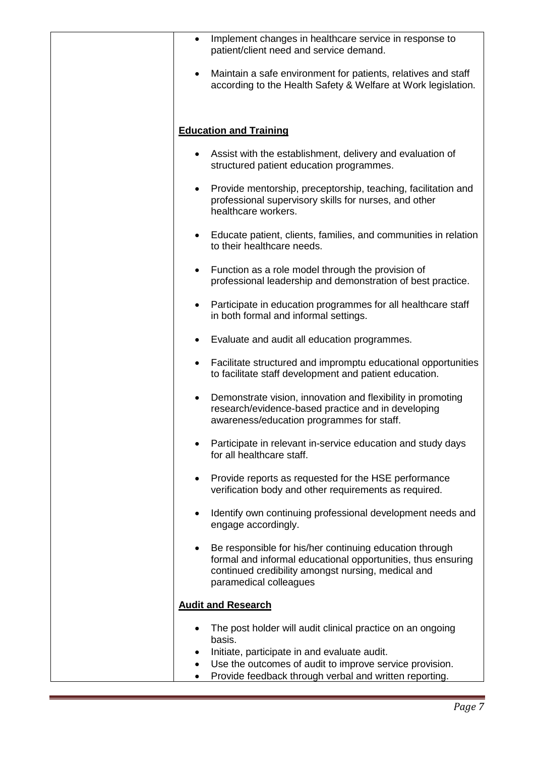- Implement changes in healthcare service in response to patient/client need and service demand.
- Maintain a safe environment for patients, relatives and staff according to the Health Safety & Welfare at Work legislation.

**Education and Training**

- Assist with the establishment, delivery and evaluation of structured patient education programmes.
- Provide mentorship, preceptorship, teaching, facilitation and professional supervisory skills for nurses, and other healthcare workers.
- Educate patient, clients, families, and communities in relation to their healthcare needs.
- Function as a role model through the provision of professional leadership and demonstration of best practice.
- Participate in education programmes for all healthcare staff in both formal and informal settings.
- Evaluate and audit all education programmes.
- Facilitate structured and impromptu educational opportunities to facilitate staff development and patient education.
- Demonstrate vision, innovation and flexibility in promoting research/evidence-based practice and in developing awareness/education programmes for staff.
- Participate in relevant in-service education and study days for all healthcare staff.
- Provide reports as requested for the HSE performance verification body and other requirements as required.
- Identify own continuing professional development needs and engage accordingly.
- Be responsible for his/her continuing education through formal and informal educational opportunities, thus ensuring continued credibility amongst nursing, medical and paramedical colleagues

**Audit and Research**

- The post holder will audit clinical practice on an ongoing basis.
- Initiate, participate in and evaluate audit.
- Use the outcomes of audit to improve service provision.
- Provide feedback through verbal and written reporting.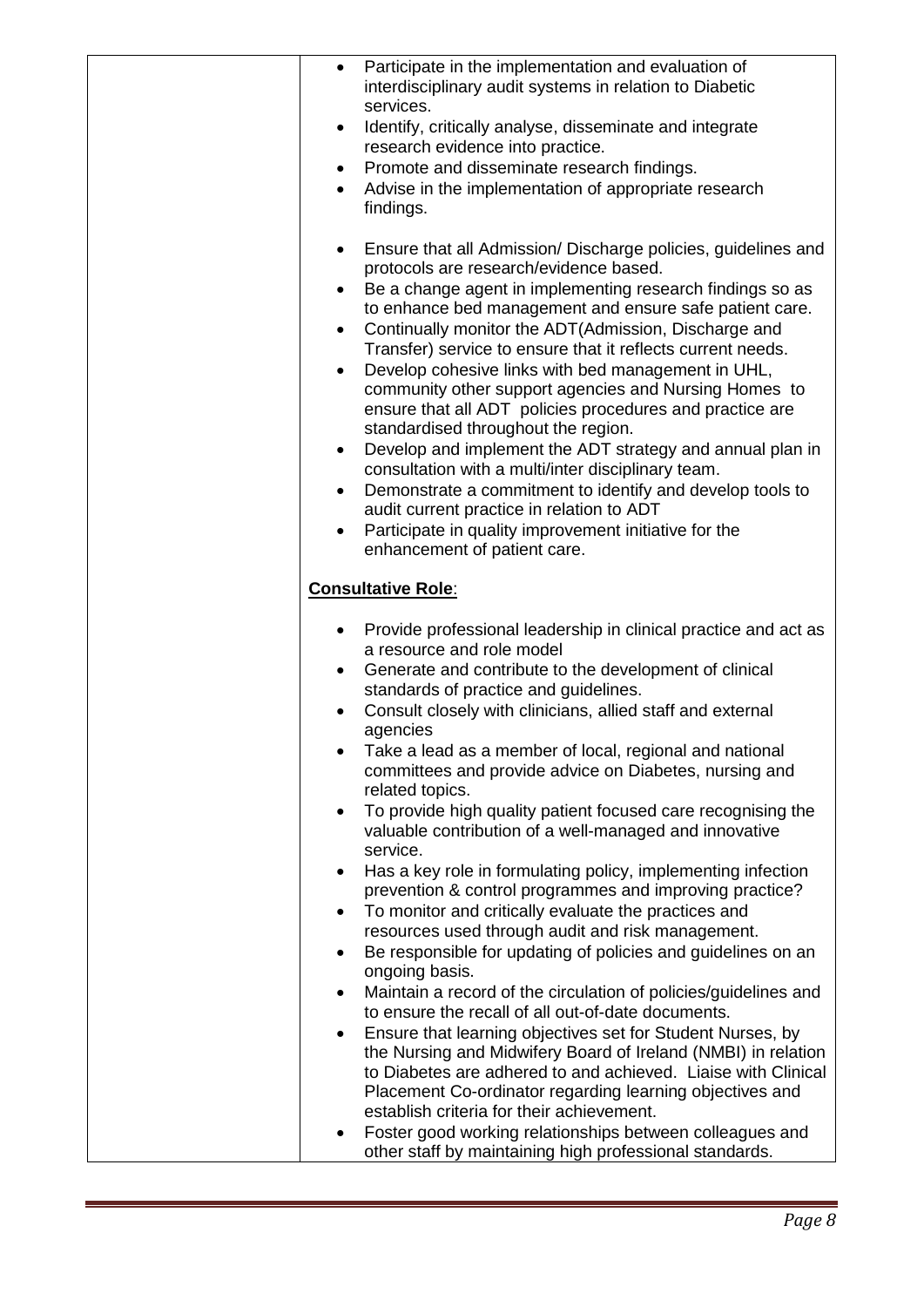| | |
|---|---|
| | - Participate in the implementation and evaluation of interdisciplinary audit systems in relation to Diabetic services.<br>- Identify, critically analyse, disseminate and integrate research evidence into practice.<br>- Promote and disseminate research findings.<br>- Advise in the implementation of appropriate research findings.<br><br>- Ensure that all Admission/ Discharge policies, guidelines and protocols are research/evidence based.<br>- Be a change agent in implementing research findings so as to enhance bed management and ensure safe patient care.<br>- Continually monitor the ADT(Admission, Discharge and Transfer) service to ensure that it reflects current needs.<br>- Develop cohesive links with bed management in UHL, community other support agencies and Nursing Homes to ensure that all ADT policies procedures and practice are standardised throughout the region.<br>- Develop and implement the ADT strategy and annual plan in consultation with a multi/inter disciplinary team.<br>- Demonstrate a commitment to identify and develop tools to audit current practice in relation to ADT<br>- Participate in quality improvement initiative for the enhancement of patient care.<br><br>**<u>Consultative Role</u>**:<br><br>- Provide professional leadership in clinical practice and act as a resource and role model<br>- Generate and contribute to the development of clinical standards of practice and guidelines.<br>- Consult closely with clinicians, allied staff and external agencies<br>- Take a lead as a member of local, regional and national committees and provide advice on Diabetes, nursing and related topics.<br>- To provide high quality patient focused care recognising the valuable contribution of a well-managed and innovative service.<br>- Has a key role in formulating policy, implementing infection prevention & control programmes and improving practice?<br>- To monitor and critically evaluate the practices and resources used through audit and risk management.<br>- Be responsible for updating of policies and guidelines on an ongoing basis.<br>- Maintain a record of the circulation of policies/guidelines and to ensure the recall of all out-of-date documents.<br>- Ensure that learning objectives set for Student Nurses, by the Nursing and Midwifery Board of Ireland (NMBI) in relation to Diabetes are adhered to and achieved. Liaise with Clinical Placement Co-ordinator regarding learning objectives and establish criteria for their achievement.<br>- Foster good working relationships between colleagues and other staff by maintaining high professional standards. |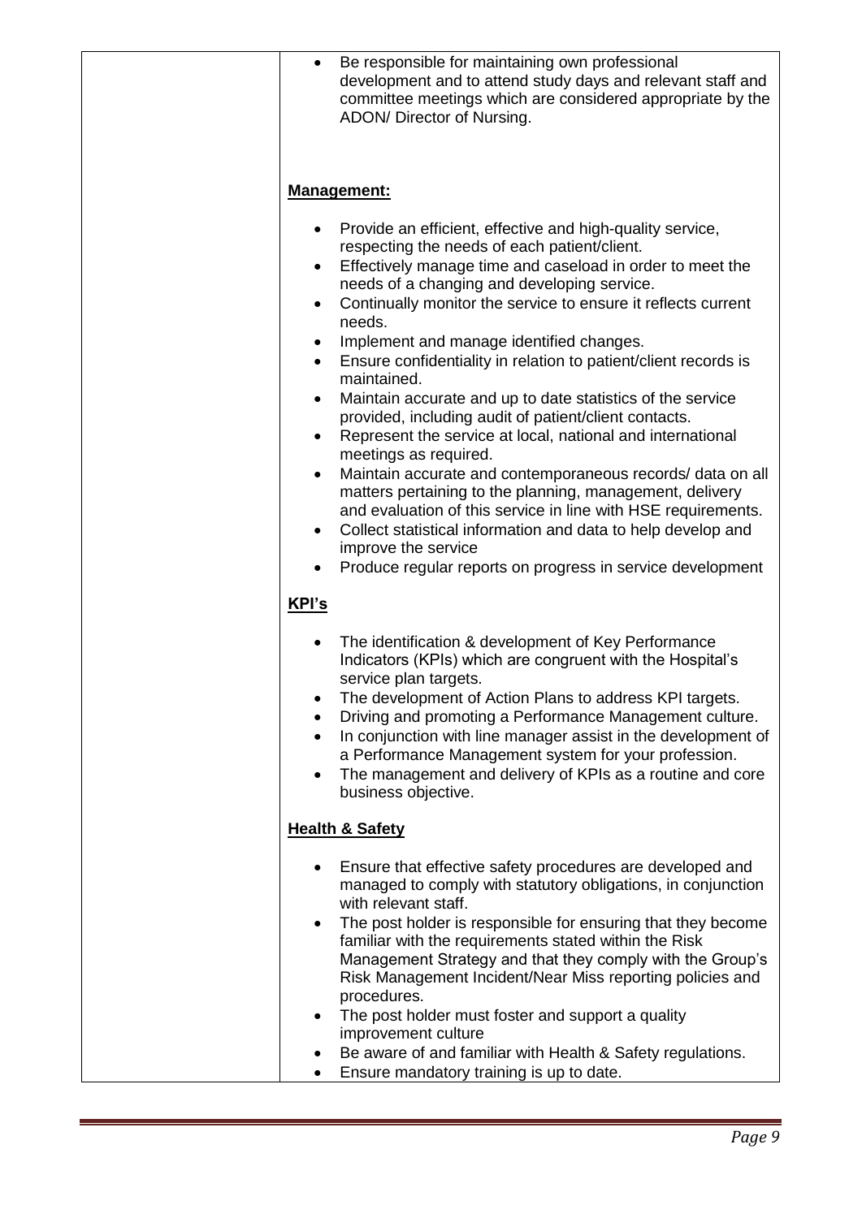- Be responsible for maintaining own professional development and to attend study days and relevant staff and committee meetings which are considered appropriate by the ADON/ Director of Nursing.

**Management:**

- Provide an efficient, effective and high-quality service, respecting the needs of each patient/client.
- Effectively manage time and caseload in order to meet the needs of a changing and developing service.
- Continually monitor the service to ensure it reflects current needs.
- Implement and manage identified changes.
- Ensure confidentiality in relation to patient/client records is maintained.
- Maintain accurate and up to date statistics of the service provided, including audit of patient/client contacts.
- Represent the service at local, national and international meetings as required.
- Maintain accurate and contemporaneous records/ data on all matters pertaining to the planning, management, delivery and evaluation of this service in line with HSE requirements.
- Collect statistical information and data to help develop and improve the service
- Produce regular reports on progress in service development

**KPI's**

- The identification & development of Key Performance Indicators (KPIs) which are congruent with the Hospital's service plan targets.
- The development of Action Plans to address KPI targets.
- Driving and promoting a Performance Management culture.
- In conjunction with line manager assist in the development of a Performance Management system for your profession.
- The management and delivery of KPIs as a routine and core business objective.

**Health & Safety**

- Ensure that effective safety procedures are developed and managed to comply with statutory obligations, in conjunction with relevant staff.
- The post holder is responsible for ensuring that they become familiar with the requirements stated within the Risk Management Strategy and that they comply with the Group's Risk Management Incident/Near Miss reporting policies and procedures.
- The post holder must foster and support a quality improvement culture
- Be aware of and familiar with Health & Safety regulations.
- Ensure mandatory training is up to date.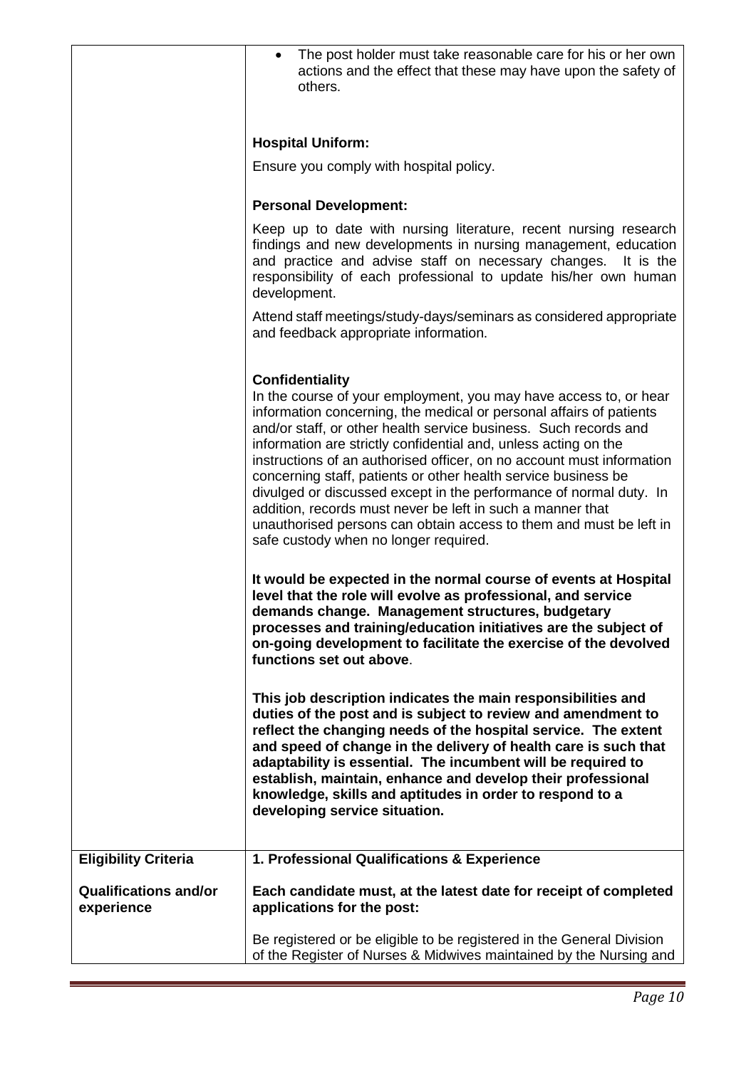| | |
|---|---|
| | • The post holder must take reasonable care for his or her own actions and the effect that these may have upon the safety of others.<br><br>**Hospital Uniform:**<br>Ensure you comply with hospital policy.<br><br>**Personal Development:**<br>Keep up to date with nursing literature, recent nursing research findings and new developments in nursing management, education and practice and advise staff on necessary changes. It is the responsibility of each professional to update his/her own human development.<br><br>Attend staff meetings/study-days/seminars as considered appropriate and feedback appropriate information.<br><br>**Confidentiality**<br>In the course of your employment, you may have access to, or hear information concerning, the medical or personal affairs of patients and/or staff, or other health service business. Such records and information are strictly confidential and, unless acting on the instructions of an authorised officer, on no account must information concerning staff, patients or other health service business be divulged or discussed except in the performance of normal duty. In addition, records must never be left in such a manner that unauthorised persons can obtain access to them and must be left in safe custody when no longer required.<br><br>**It would be expected in the normal course of events at Hospital level that the role will evolve as professional, and service demands change. Management structures, budgetary processes and training/education initiatives are the subject of on-going development to facilitate the exercise of the devolved functions set out above**.<br><br>**This job description indicates the main responsibilities and duties of the post and is subject to review and amendment to reflect the changing needs of the hospital service. The extent and speed of change in the delivery of health care is such that adaptability is essential. The incumbent will be required to establish, maintain, enhance and develop their professional knowledge, skills and aptitudes in order to respond to a developing service situation.** |
| **Eligibility Criteria**<br><br>**Qualifications and/or experience** | **1. Professional Qualifications & Experience**<br><br>**Each candidate must, at the latest date for receipt of completed applications for the post:**<br><br>Be registered or be eligible to be registered in the General Division of the Register of Nurses & Midwives maintained by the Nursing and |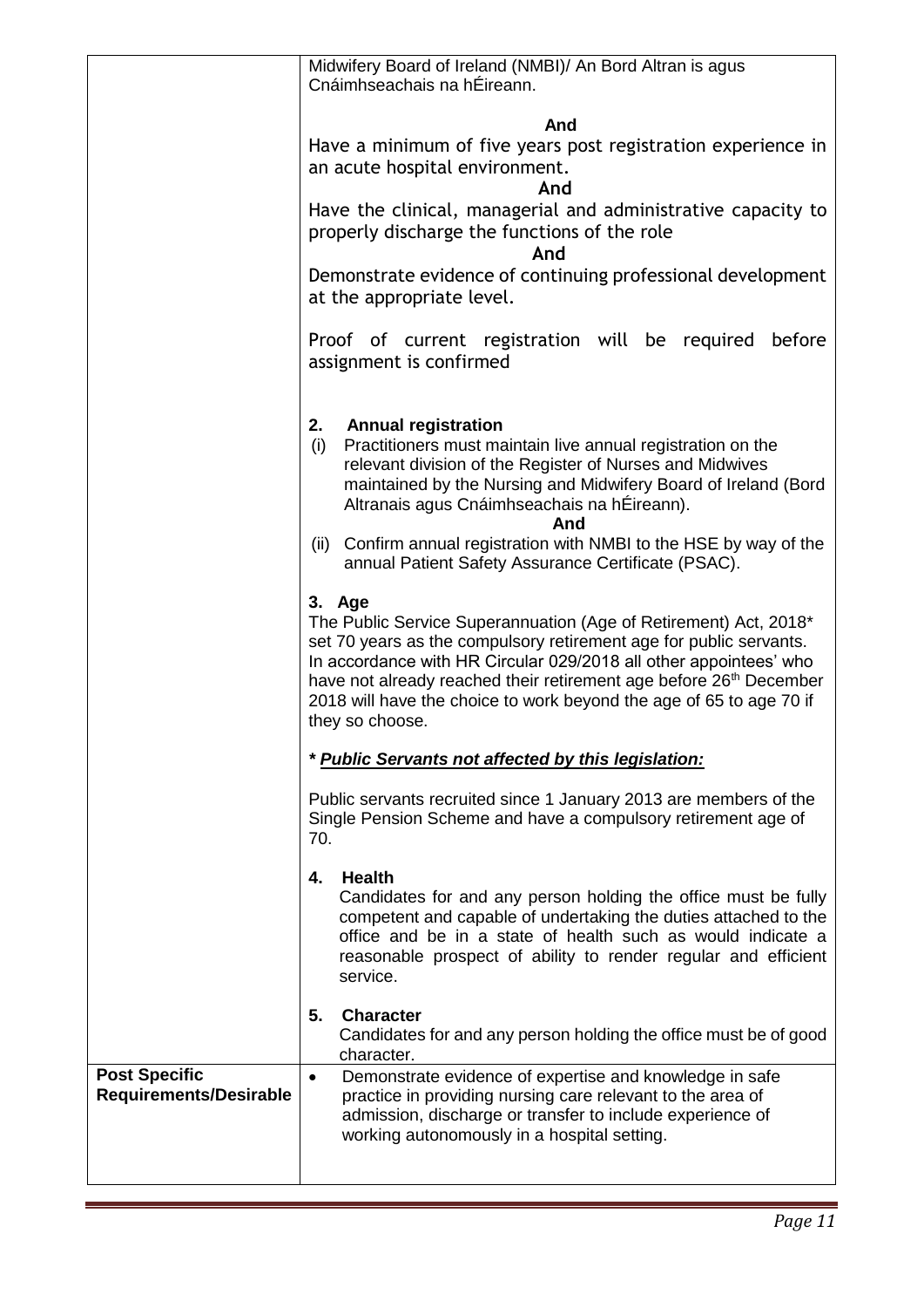| | |
|---|---|
| | Midwifery Board of Ireland (NMBI)/ An Bord Altran is agus Cnáimhseachais na hÉireann.<br><br>**And**<br>Have a minimum of five years post registration experience in an acute hospital environment.<br>**And**<br>Have the clinical, managerial and administrative capacity to properly discharge the functions of the role<br>**And**<br>Demonstrate evidence of continuing professional development at the appropriate level.<br><br>Proof of current registration will be required before assignment is confirmed<br><br>**2. Annual registration**<br>(i) Practitioners must maintain live annual registration on the relevant division of the Register of Nurses and Midwives maintained by the Nursing and Midwifery Board of Ireland (Bord Altranais agus Cnáimhseachais na hÉireann).<br>**And**<br>(ii) Confirm annual registration with NMBI to the HSE by way of the annual Patient Safety Assurance Certificate (PSAC).<br><br>**3. Age**<br>The Public Service Superannuation (Age of Retirement) Act, 2018* set 70 years as the compulsory retirement age for public servants. In accordance with HR Circular 029/2018 all other appointees' who have not already reached their retirement age before 26th December 2018 will have the choice to work beyond the age of 65 to age 70 if they so choose.<br><br>***<u>Public Servants not affected by this legislation:</u>***<br><br>Public servants recruited since 1 January 2013 are members of the Single Pension Scheme and have a compulsory retirement age of 70.<br><br>**4. Health**<br>Candidates for and any person holding the office must be fully competent and capable of undertaking the duties attached to the office and be in a state of health such as would indicate a reasonable prospect of ability to render regular and efficient service.<br><br>**5. Character**<br>Candidates for and any person holding the office must be of good character. |
| **Post Specific Requirements/Desirable** | • Demonstrate evidence of expertise and knowledge in safe practice in providing nursing care relevant to the area of admission, discharge or transfer to include experience of working autonomously in a hospital setting. |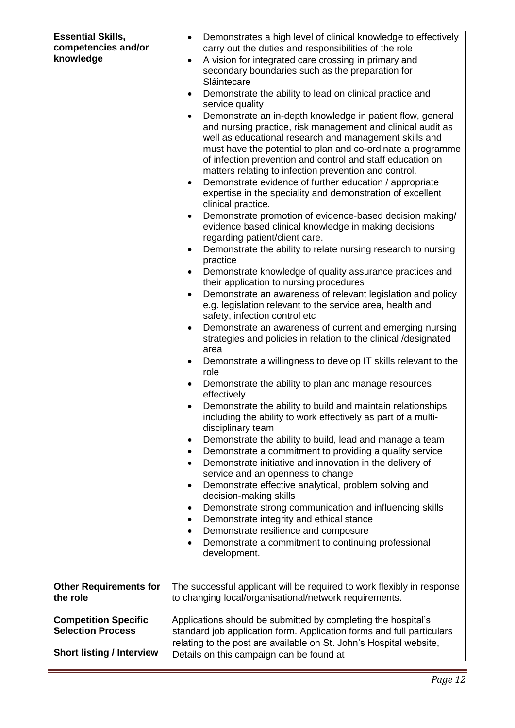| | |
|---|---|
| **Essential Skills, competencies and/or knowledge** | • Demonstrates a high level of clinical knowledge to effectively carry out the duties and responsibilities of the role<br>• A vision for integrated care crossing in primary and secondary boundaries such as the preparation for Sláintecare<br>• Demonstrate the ability to lead on clinical practice and service quality<br>• Demonstrate an in-depth knowledge in patient flow, general and nursing practice, risk management and clinical audit as well as educational research and management skills and must have the potential to plan and co-ordinate a programme of infection prevention and control and staff education on matters relating to infection prevention and control.<br>• Demonstrate evidence of further education / appropriate expertise in the speciality and demonstration of excellent clinical practice.<br>• Demonstrate promotion of evidence-based decision making/ evidence based clinical knowledge in making decisions regarding patient/client care.<br>• Demonstrate the ability to relate nursing research to nursing practice<br>• Demonstrate knowledge of quality assurance practices and their application to nursing procedures<br>• Demonstrate an awareness of relevant legislation and policy e.g. legislation relevant to the service area, health and safety, infection control etc<br>• Demonstrate an awareness of current and emerging nursing strategies and policies in relation to the clinical /designated area<br>• Demonstrate a willingness to develop IT skills relevant to the role<br>• Demonstrate the ability to plan and manage resources effectively<br>• Demonstrate the ability to build and maintain relationships including the ability to work effectively as part of a multi-disciplinary team<br>• Demonstrate the ability to build, lead and manage a team<br>• Demonstrate a commitment to providing a quality service<br>• Demonstrate initiative and innovation in the delivery of service and an openness to change<br>• Demonstrate effective analytical, problem solving and decision-making skills<br>• Demonstrate strong communication and influencing skills<br>• Demonstrate integrity and ethical stance<br>• Demonstrate resilience and composure<br>• Demonstrate a commitment to continuing professional development. |
| **Other Requirements for the role** | The successful applicant will be required to work flexibly in response to changing local/organisational/network requirements. |
| **Competition Specific Selection Process**<br><br>**Short listing / Interview** | Applications should be submitted by completing the hospital's standard job application form. Application forms and full particulars relating to the post are available on St. John's Hospital website, Details on this campaign can be found at |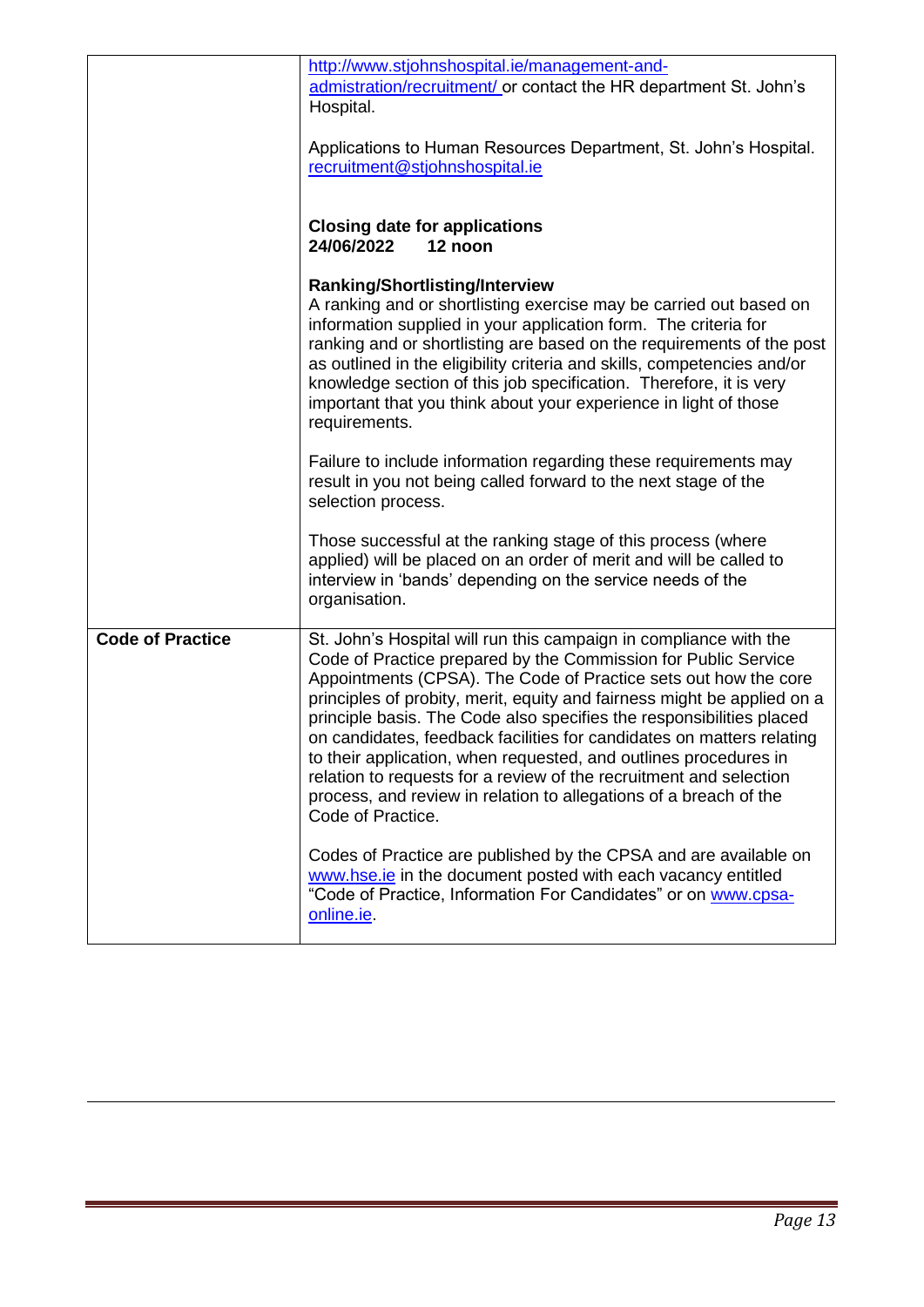| | |
|---|---|
| | http://www.stjohnshospital.ie/management-and-admistration/recruitment/ or contact the HR department St. John's Hospital.<br><br>Applications to Human Resources Department, St. John's Hospital. recruitment@stjohnshospital.ie<br><br>**Closing date for applications**<br>**24/06/2022 12 noon**<br><br>**Ranking/Shortlisting/Interview**<br>A ranking and or shortlisting exercise may be carried out based on information supplied in your application form. The criteria for ranking and or shortlisting are based on the requirements of the post as outlined in the eligibility criteria and skills, competencies and/or knowledge section of this job specification. Therefore, it is very important that you think about your experience in light of those requirements.<br><br>Failure to include information regarding these requirements may result in you not being called forward to the next stage of the selection process.<br><br>Those successful at the ranking stage of this process (where applied) will be placed on an order of merit and will be called to interview in 'bands' depending on the service needs of the organisation. |
| **Code of Practice** | St. John's Hospital will run this campaign in compliance with the Code of Practice prepared by the Commission for Public Service Appointments (CPSA). The Code of Practice sets out how the core principles of probity, merit, equity and fairness might be applied on a principle basis. The Code also specifies the responsibilities placed on candidates, feedback facilities for candidates on matters relating to their application, when requested, and outlines procedures in relation to requests for a review of the recruitment and selection process, and review in relation to allegations of a breach of the Code of Practice.<br><br>Codes of Practice are published by the CPSA and are available on www.hse.ie in the document posted with each vacancy entitled "Code of Practice, Information For Candidates" or on www.cpsa-online.ie. |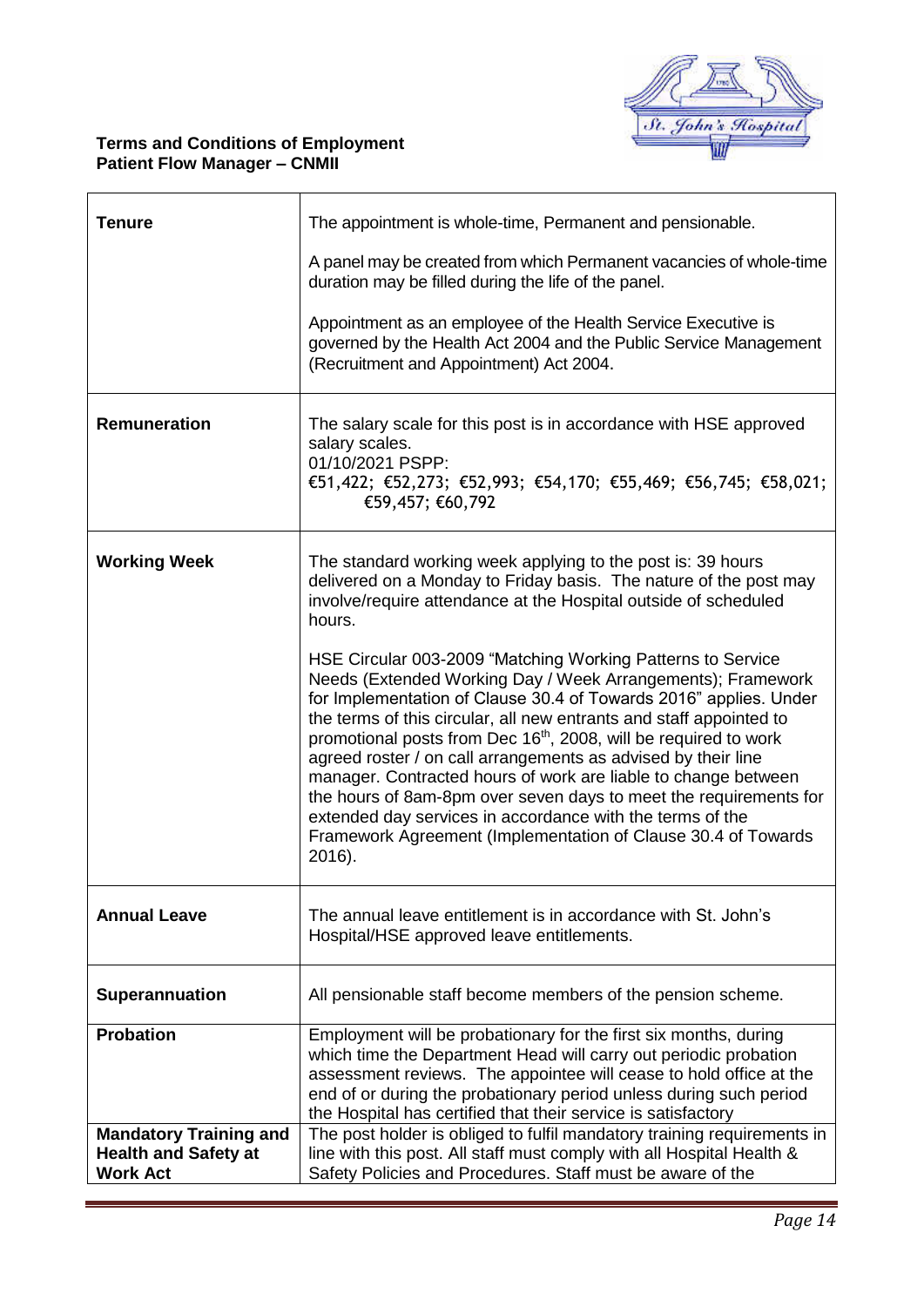**Terms and Conditions of Employment**
**Patient Flow Manager – CNMII**

| | |
|---|---|
| **Tenure** | The appointment is whole-time, Permanent and pensionable.<br><br>A panel may be created from which Permanent vacancies of whole-time duration may be filled during the life of the panel.<br><br>Appointment as an employee of the Health Service Executive is governed by the Health Act 2004 and the Public Service Management (Recruitment and Appointment) Act 2004. |
| **Remuneration** | The salary scale for this post is in accordance with HSE approved salary scales.<br>01/10/2021 PSPP:<br>€51,422; €52,273; €52,993; €54,170; €55,469; €56,745; €58,021; €59,457; €60,792 |
| **Working Week** | The standard working week applying to the post is: 39 hours delivered on a Monday to Friday basis. The nature of the post may involve/require attendance at the Hospital outside of scheduled hours.<br><br>HSE Circular 003-2009 "Matching Working Patterns to Service Needs (Extended Working Day / Week Arrangements); Framework for Implementation of Clause 30.4 of Towards 2016" applies. Under the terms of this circular, all new entrants and staff appointed to promotional posts from Dec 16th, 2008, will be required to work agreed roster / on call arrangements as advised by their line manager. Contracted hours of work are liable to change between the hours of 8am-8pm over seven days to meet the requirements for extended day services in accordance with the terms of the Framework Agreement (Implementation of Clause 30.4 of Towards 2016). |
| **Annual Leave** | The annual leave entitlement is in accordance with St. John's Hospital/HSE approved leave entitlements. |
| **Superannuation** | All pensionable staff become members of the pension scheme. |
| **Probation** | Employment will be probationary for the first six months, during which time the Department Head will carry out periodic probation assessment reviews. The appointee will cease to hold office at the end of or during the probationary period unless during such period the Hospital has certified that their service is satisfactory |
| **Mandatory Training and Health and Safety at Work Act** | The post holder is obliged to fulfil mandatory training requirements in line with this post. All staff must comply with all Hospital Health & Safety Policies and Procedures. Staff must be aware of the |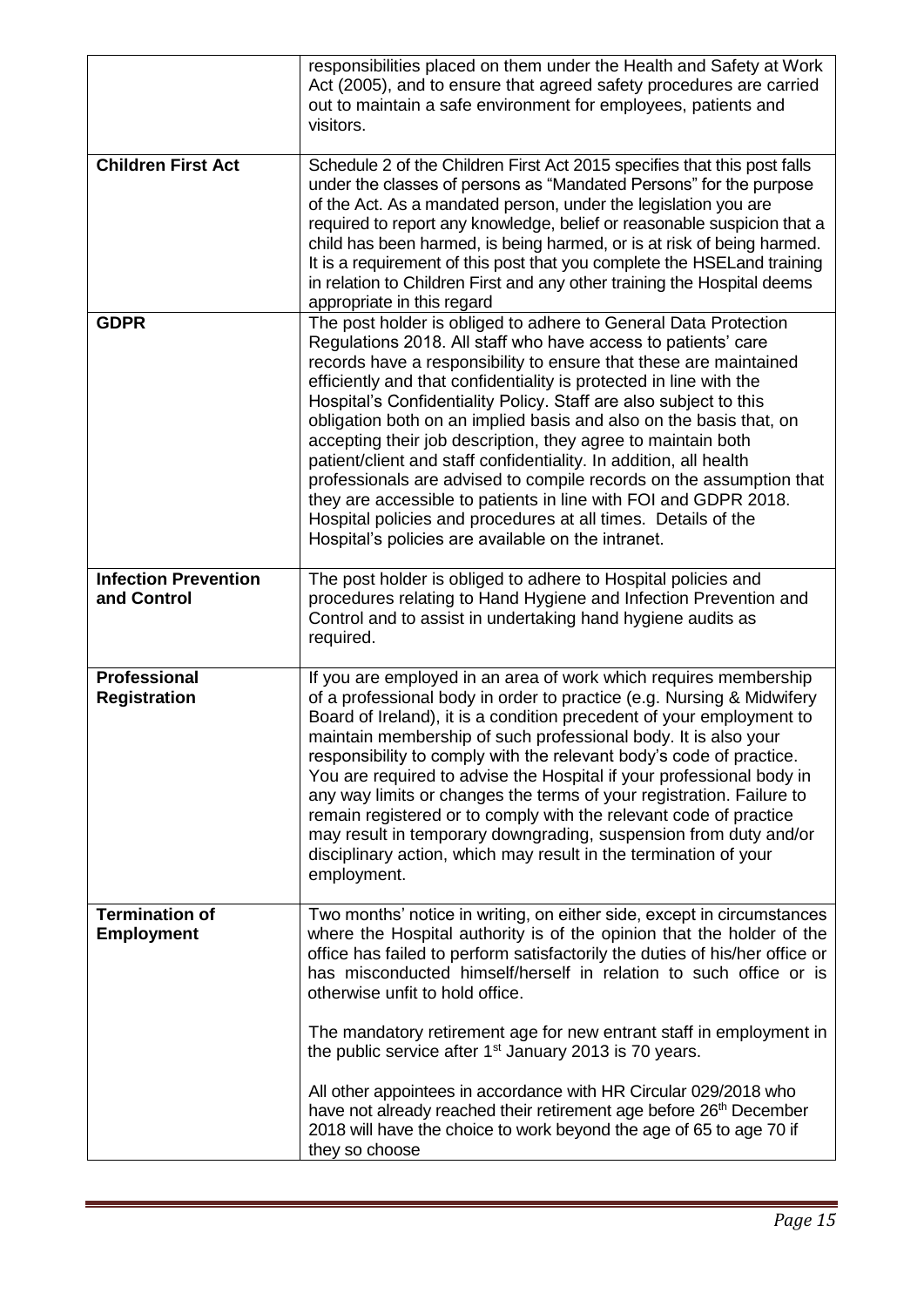| | |
|---|---|
| | responsibilities placed on them under the Health and Safety at Work Act (2005), and to ensure that agreed safety procedures are carried out to maintain a safe environment for employees, patients and visitors. |
| **Children First Act** | Schedule 2 of the Children First Act 2015 specifies that this post falls under the classes of persons as "Mandated Persons" for the purpose of the Act. As a mandated person, under the legislation you are required to report any knowledge, belief or reasonable suspicion that a child has been harmed, is being harmed, or is at risk of being harmed. It is a requirement of this post that you complete the HSELand training in relation to Children First and any other training the Hospital deems appropriate in this regard |
| **GDPR** | The post holder is obliged to adhere to General Data Protection Regulations 2018. All staff who have access to patients' care records have a responsibility to ensure that these are maintained efficiently and that confidentiality is protected in line with the Hospital's Confidentiality Policy. Staff are also subject to this obligation both on an implied basis and also on the basis that, on accepting their job description, they agree to maintain both patient/client and staff confidentiality. In addition, all health professionals are advised to compile records on the assumption that they are accessible to patients in line with FOI and GDPR 2018. Hospital policies and procedures at all times. Details of the Hospital's policies are available on the intranet. |
| **Infection Prevention and Control** | The post holder is obliged to adhere to Hospital policies and procedures relating to Hand Hygiene and Infection Prevention and Control and to assist in undertaking hand hygiene audits as required. |
| **Professional Registration** | If you are employed in an area of work which requires membership of a professional body in order to practice (e.g. Nursing & Midwifery Board of Ireland), it is a condition precedent of your employment to maintain membership of such professional body. It is also your responsibility to comply with the relevant body's code of practice. You are required to advise the Hospital if your professional body in any way limits or changes the terms of your registration. Failure to remain registered or to comply with the relevant code of practice may result in temporary downgrading, suspension from duty and/or disciplinary action, which may result in the termination of your employment. |
| **Termination of Employment** | Two months' notice in writing, on either side, except in circumstances where the Hospital authority is of the opinion that the holder of the office has failed to perform satisfactorily the duties of his/her office or has misconducted himself/herself in relation to such office or is otherwise unfit to hold office.<br><br>The mandatory retirement age for new entrant staff in employment in the public service after 1st January 2013 is 70 years.<br><br>All other appointees in accordance with HR Circular 029/2018 who have not already reached their retirement age before 26th December 2018 will have the choice to work beyond the age of 65 to age 70 if they so choose |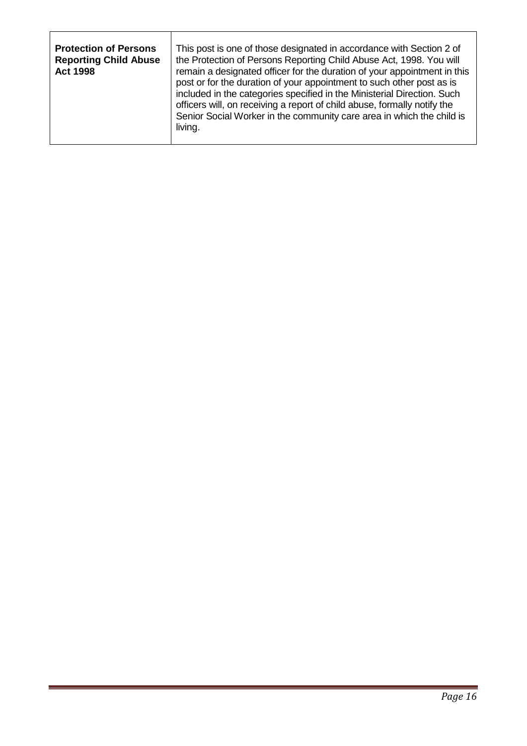| | |
|---|---|
| **Protection of Persons Reporting Child Abuse Act 1998** | This post is one of those designated in accordance with Section 2 of the Protection of Persons Reporting Child Abuse Act, 1998. You will remain a designated officer for the duration of your appointment in this post or for the duration of your appointment to such other post as is included in the categories specified in the Ministerial Direction. Such officers will, on receiving a report of child abuse, formally notify the Senior Social Worker in the community care area in which the child is living. |